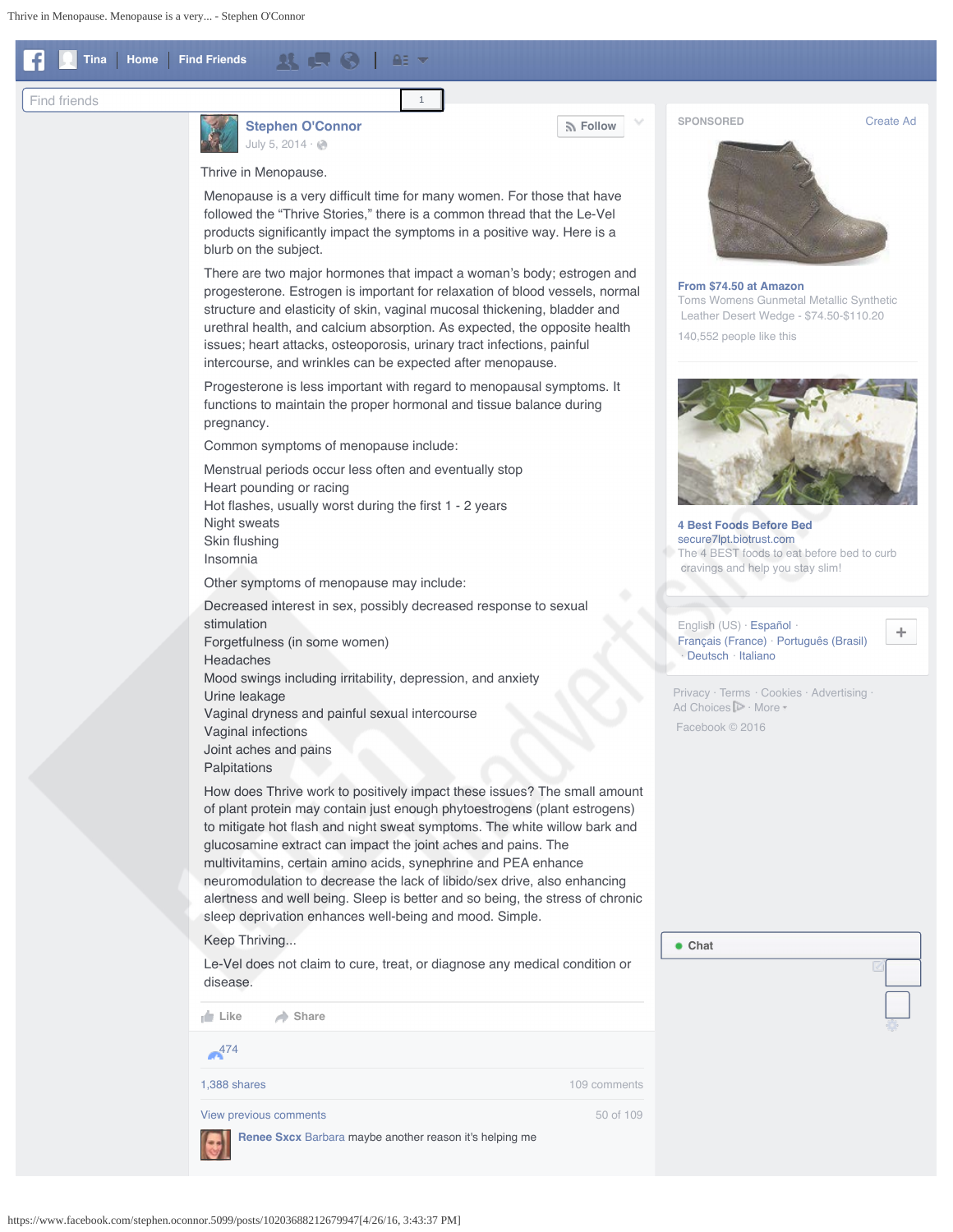Stephen O'Connor
July 5, 2014

Thrive in Menopause.

Menopause is a very difficult time for many women. For those that have followed the "Thrive Stories," there is a common thread that the Le-Vel products significantly impact the symptoms in a positive way. Here is a blurb on the subject.

There are two major hormones that impact a woman's body; estrogen and progesterone. Estrogen is important for relaxation of blood vessels, normal structure and elasticity of skin, vaginal mucosal thickening, bladder and urethral health, and calcium absorption. As expected, the opposite health issues; heart attacks, osteoporosis, urinary tract infections, painful intercourse, and wrinkles can be expected after menopause.

Progesterone is less important with regard to menopausal symptoms. It functions to maintain the proper hormonal and tissue balance during pregnancy.

Common symptoms of menopause include:

Menstrual periods occur less often and eventually stop
Heart pounding or racing
Hot flashes, usually worst during the first 1 - 2 years
Night sweats
Skin flushing
Insomnia

Other symptoms of menopause may include:

Decreased interest in sex, possibly decreased response to sexual stimulation
Forgetfulness (in some women)
Headaches
Mood swings including irritability, depression, and anxiety
Urine leakage
Vaginal dryness and painful sexual intercourse
Vaginal infections
Joint aches and pains
Palpitations

How does Thrive work to positively impact these issues? The small amount of plant protein may contain just enough phytoestrogens (plant estrogens) to mitigate hot flash and night sweat symptoms. The white willow bark and glucosamine extract can impact the joint aches and pains. The multivitamins, certain amino acids, synephrine and PEA enhance neuromodulation to decrease the lack of libido/sex drive, also enhancing alertness and well being. Sleep is better and so being, the stress of chronic sleep deprivation enhances well-being and mood. Simple.

Keep Thriving...

Le-Vel does not claim to cure, treat, or diagnose any medical condition or disease.

Like · Share

474

1,388 shares · 109 comments

View previous comments · 50 of 109

**Renee Sxcx** Barbara maybe another reason it's helping me

SPONSORED · Create Ad

**From $74.50 at Amazon**
Toms Womens Gunmetal Metallic Synthetic Leather Desert Wedge - $74.50-$110.20
140,552 people like this

**4 Best Foods Before Bed**
secure7lpt.biotrust.com
The 4 BEST foods to eat before bed to curb cravings and help you stay slim!

English (US) · Español · Français (France) · Português (Brasil) · Deutsch · Italiano

Privacy · Terms · Cookies · Advertising · Ad Choices · More
Facebook © 2016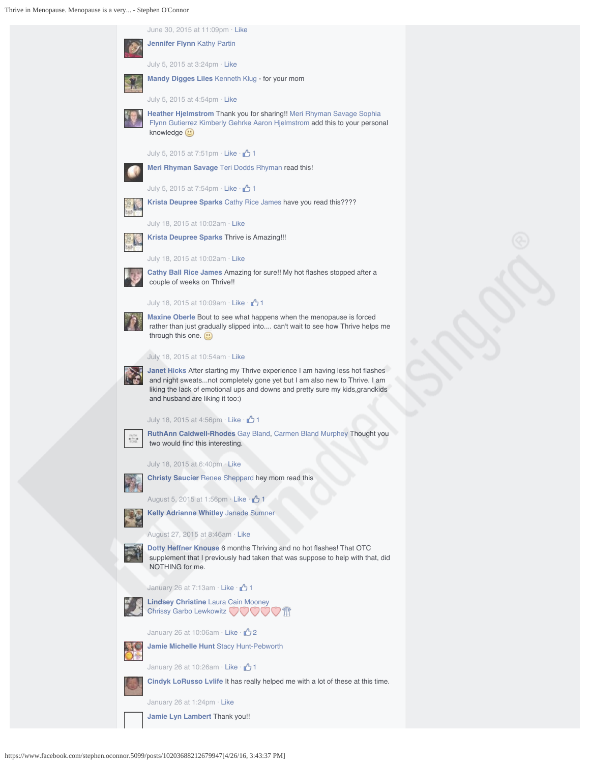June 30, 2015 at 11:09pm · Like

**Jennifer Flynn** Kathy Partin

July 5, 2015 at 3:24pm · Like

**Mandy Digges Liles** Kenneth Klug - for your mom

July 5, 2015 at 4:54pm · Like

**Heather Hjelmstrom** Thank you for sharing!! Meri Rhyman Savage Sophia Flynn Gutierrez Kimberly Gehrke Aaron Hjelmstrom add this to your personal knowledge 🙂

July 5, 2015 at 7:51pm · Like · 👍 1

**Meri Rhyman Savage** Teri Dodds Rhyman read this!

July 5, 2015 at 7:54pm · Like · 👍 1

**Krista Deupree Sparks** Cathy Rice James have you read this????

July 18, 2015 at 10:02am · Like

**Krista Deupree Sparks** Thrive is Amazing!!!

July 18, 2015 at 10:02am · Like

**Cathy Ball Rice James** Amazing for sure!! My hot flashes stopped after a couple of weeks on Thrive!!

July 18, 2015 at 10:09am · Like · 👍 1

**Maxine Oberle** Bout to see what happens when the menopause is forced rather than just gradually slipped into.... can't wait to see how Thrive helps me through this one. 🙂

July 18, 2015 at 10:54am · Like

**Janet Hicks** After starting my Thrive experience I am having less hot flashes and night sweats...not completely gone yet but I am also new to Thrive. I am liking the lack of emotional ups and downs and pretty sure my kids,grandkids and husband are liking it too:)

July 18, 2015 at 4:56pm · Like · 👍 1

**RuthAnn Caldwell-Rhodes** Gay Bland, Carmen Bland Murphey Thought you two would find this interesting.

July 18, 2015 at 6:40pm · Like

**Christy Saucier** Renee Sheppard hey mom read this

August 5, 2015 at 1:56pm · Like · 👍 1

**Kelly Adrianne Whitley** Janade Sumner

August 27, 2015 at 8:46am · Like

**Dotty Heffner Knouse** 6 months Thriving and no hot flashes! That OTC supplement that I previously had taken that was suppose to help with that, did NOTHING for me.

January 26 at 7:13am · Like · 👍 1

**Lindsey Christine** Laura Cain Mooney Chrissy Garbo Lewkowitz 🤍🤍🤍🤍🤍🍴

January 26 at 10:06am · Like · 👍 2

**Jamie Michelle Hunt** Stacy Hunt-Pebworth

January 26 at 10:26am · Like · 👍 1

**Cindyk LoRusso Lvlife** It has really helped me with a lot of these at this time.

January 26 at 1:24pm · Like

**Jamie Lyn Lambert** Thank you!!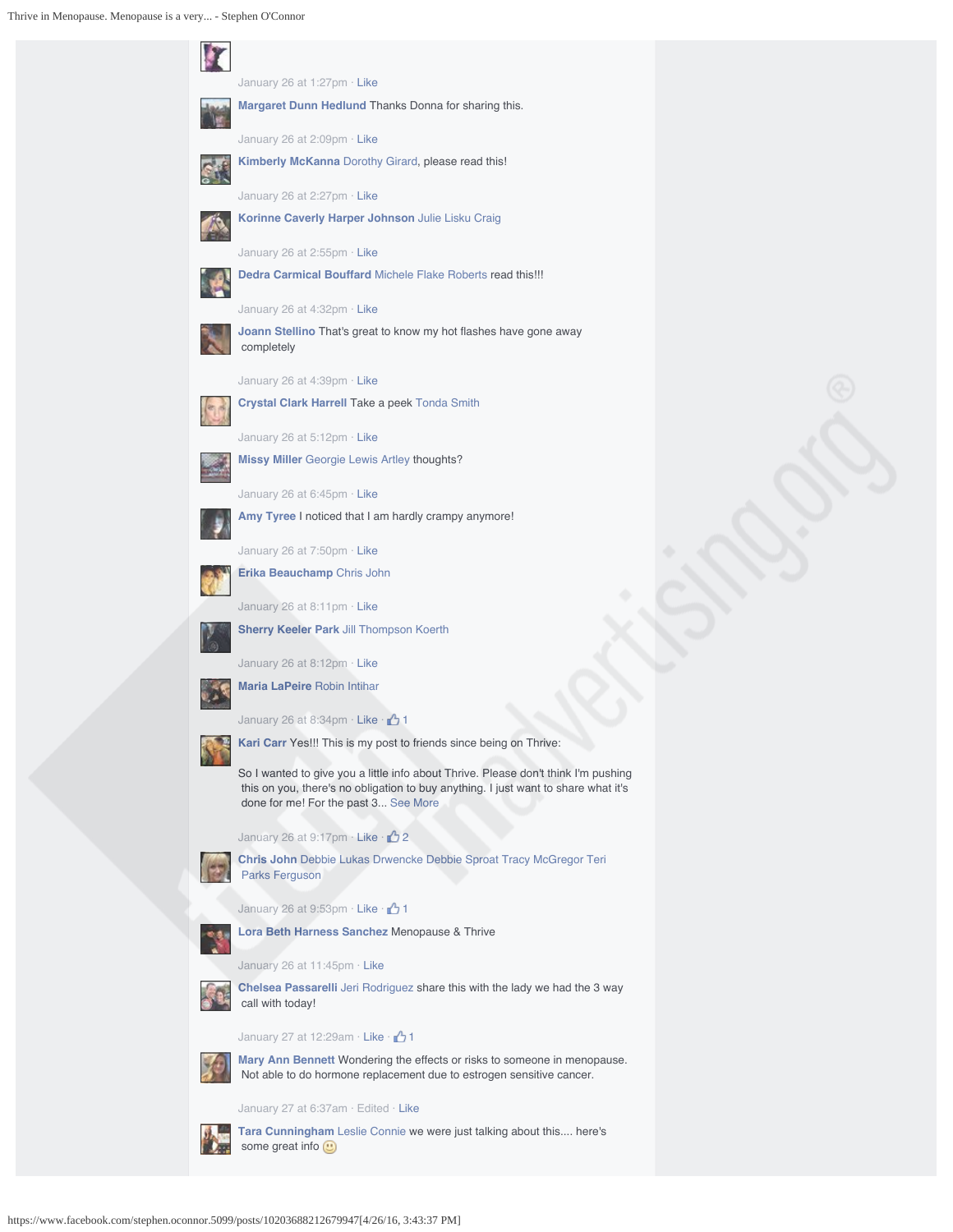January 26 at 1:27pm · Like

**Margaret Dunn Hedlund** Thanks Donna for sharing this.

January 26 at 2:09pm · Like

**Kimberly McKanna** Dorothy Girard, please read this!

January 26 at 2:27pm · Like

**Korinne Caverly Harper Johnson** Julie Lisku Craig

January 26 at 2:55pm · Like

**Dedra Carmical Bouffard** Michele Flake Roberts read this!!!

January 26 at 4:32pm · Like

**Joann Stellino** That's great to know my hot flashes have gone away completely

January 26 at 4:39pm · Like

**Crystal Clark Harrell** Take a peek Tonda Smith

January 26 at 5:12pm · Like

**Missy Miller** Georgie Lewis Artley thoughts?

January 26 at 6:45pm · Like

**Amy Tyree** I noticed that I am hardly crampy anymore!

January 26 at 7:50pm · Like

**Erika Beauchamp** Chris John

January 26 at 8:11pm · Like

**Sherry Keeler Park** Jill Thompson Koerth

January 26 at 8:12pm · Like

**Maria LaPeire** Robin Intihar

January 26 at 8:34pm · Like · 1

**Kari Carr** Yes!!! This is my post to friends since being on Thrive:

So I wanted to give you a little info about Thrive. Please don't think I'm pushing this on you, there's no obligation to buy anything. I just want to share what it's done for me! For the past 3... See More

January 26 at 9:17pm · Like · 2

**Chris John** Debbie Lukas Drwencke Debbie Sproat Tracy McGregor Teri Parks Ferguson

January 26 at 9:53pm · Like · 1

**Lora Beth Harness Sanchez** Menopause & Thrive

January 26 at 11:45pm · Like

**Chelsea Passarelli** Jeri Rodriguez share this with the lady we had the 3 way call with today!

January 27 at 12:29am · Like · 1

**Mary Ann Bennett** Wondering the effects or risks to someone in menopause. Not able to do hormone replacement due to estrogen sensitive cancer.

January 27 at 6:37am · Edited · Like

**Tara Cunningham** Leslie Connie we were just talking about this.... here's some great info 🙂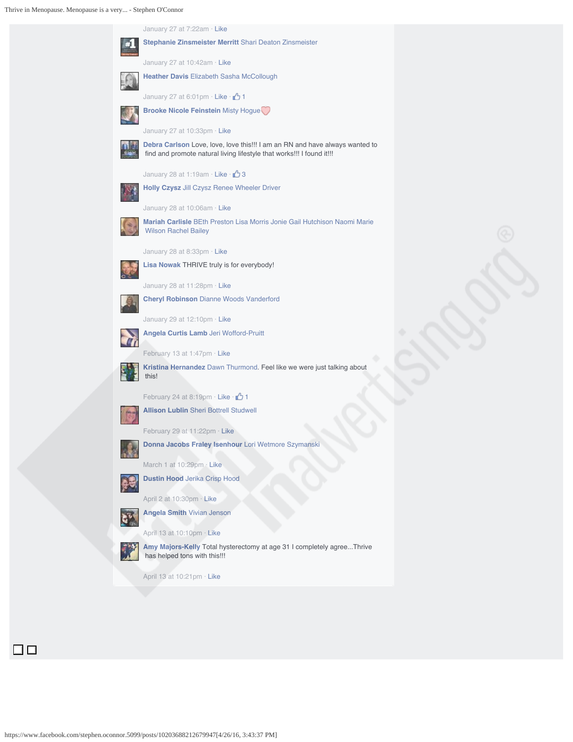January 27 at 7:22am · Like

**Stephanie Zinsmeister Merritt** Shari Deaton Zinsmeister

January 27 at 10:42am · Like

**Heather Davis** Elizabeth Sasha McCollough

January 27 at 6:01pm · Like · 1

**Brooke Nicole Feinstein** Misty Hogue

January 27 at 10:33pm · Like

**Debra Carlson** Love, love, love this!!! I am an RN and have always wanted to find and promote natural living lifestyle that works!!! I found it!!!

January 28 at 1:19am · Like · 3

**Holly Czysz** Jill Czysz Renee Wheeler Driver

January 28 at 10:06am · Like

**Mariah Carlisle** BEth Preston Lisa Morris Jonie Gail Hutchison Naomi Marie Wilson Rachel Bailey

January 28 at 8:33pm · Like

**Lisa Nowak** THRIVE truly is for everybody!

January 28 at 11:28pm · Like

**Cheryl Robinson** Dianne Woods Vanderford

January 29 at 12:10pm · Like

**Angela Curtis Lamb** Jeri Wofford-Pruitt

February 13 at 1:47pm · Like

**Kristina Hernandez** Dawn Thurmond. Feel like we were just talking about this!

February 24 at 8:19pm · Like · 1

**Allison Lublin** Sheri Bottrell Studwell

February 29 at 11:22pm · Like

**Donna Jacobs Fraley Isenhour** Lori Wetmore Szymanski

March 1 at 10:29pm · Like

**Dustin Hood** Jerika Crisp Hood

April 2 at 10:30pm · Like

**Angela Smith** Vivian Jenson

April 13 at 10:10pm · Like

**Amy Majors-Kelly** Total hysterectomy at age 31 I completely agree...Thrive has helped tons with this!!!

April 13 at 10:21pm · Like